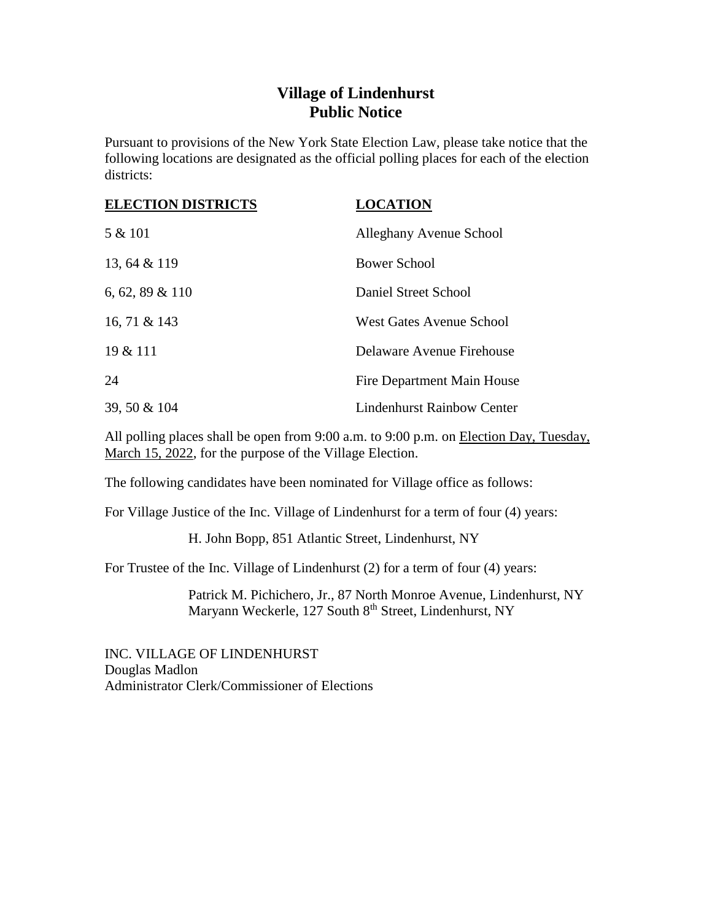# Village of Lindenhurst
# Public Notice

Pursuant to provisions of the New York State Election Law, please take notice that the following locations are designated as the official polling places for each of the election districts:

| **ELECTION DISTRICTS** | **LOCATION** |
|---|---|
| 5 & 101 | Alleghany Avenue School |
| 13, 64 & 119 | Bower School |
| 6, 62, 89 & 110 | Daniel Street School |
| 16, 71 & 143 | West Gates Avenue School |
| 19 & 111 | Delaware Avenue Firehouse |
| 24 | Fire Department Main House |
| 39, 50 & 104 | Lindenhurst Rainbow Center |

All polling places shall be open from 9:00 a.m. to 9:00 p.m. on Election Day, Tuesday, March 15, 2022, for the purpose of the Village Election.

The following candidates have been nominated for Village office as follows:

For Village Justice of the Inc. Village of Lindenhurst for a term of four (4) years:

H. John Bopp, 851 Atlantic Street, Lindenhurst, NY

For Trustee of the Inc. Village of Lindenhurst (2) for a term of four (4) years:

Patrick M. Pichichero, Jr., 87 North Monroe Avenue, Lindenhurst, NY
Maryann Weckerle, 127 South 8th Street, Lindenhurst, NY

INC. VILLAGE OF LINDENHURST
Douglas Madlon
Administrator Clerk/Commissioner of Elections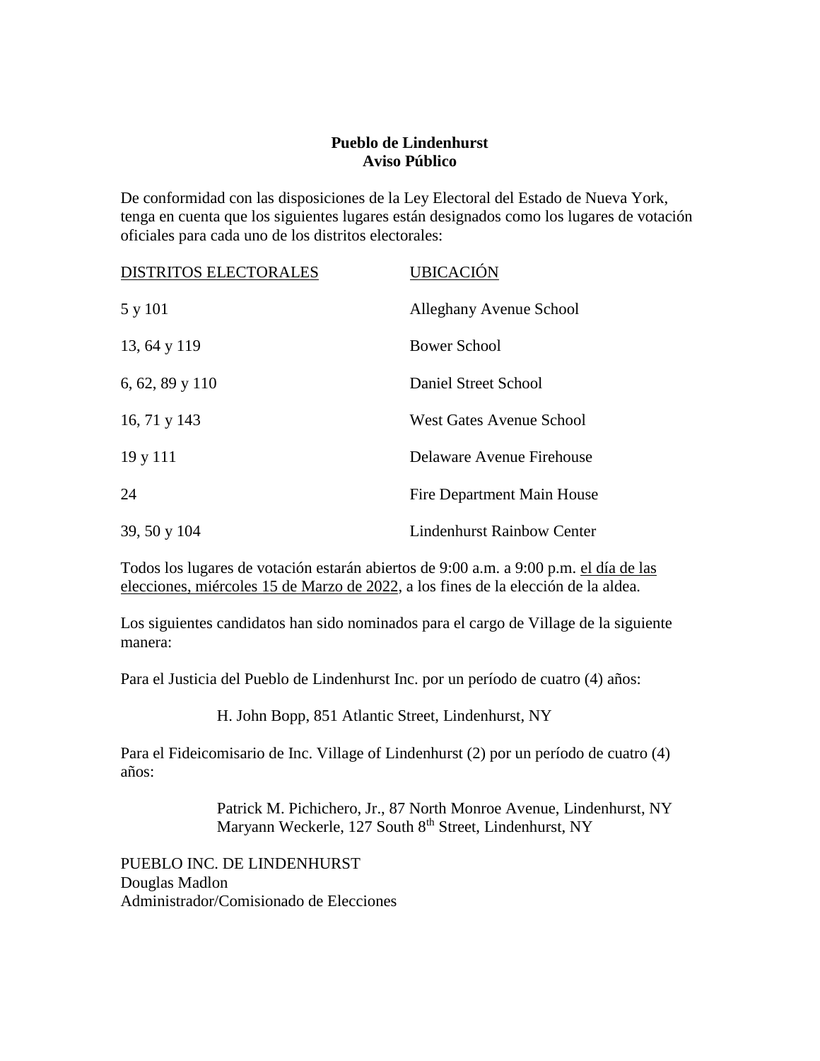**Pueblo de Lindenhurst**
**Aviso Público**

De conformidad con las disposiciones de la Ley Electoral del Estado de Nueva York, tenga en cuenta que los siguientes lugares están designados como los lugares de votación oficiales para cada uno de los distritos electorales:

| DISTRITOS ELECTORALES | UBICACIÓN |
| --- | --- |
| 5 y 101 | Alleghany Avenue School |
| 13, 64 y 119 | Bower School |
| 6, 62, 89 y 110 | Daniel Street School |
| 16, 71 y 143 | West Gates Avenue School |
| 19 y 111 | Delaware Avenue Firehouse |
| 24 | Fire Department Main House |
| 39, 50 y 104 | Lindenhurst Rainbow Center |

Todos los lugares de votación estarán abiertos de 9:00 a.m. a 9:00 p.m. el día de las elecciones, miércoles 15 de Marzo de 2022, a los fines de la elección de la aldea.

Los siguientes candidatos han sido nominados para el cargo de Village de la siguiente manera:

Para el Justicia del Pueblo de Lindenhurst Inc. por un período de cuatro (4) años:

H. John Bopp, 851 Atlantic Street, Lindenhurst, NY

Para el Fideicomisario de Inc. Village of Lindenhurst (2) por un período de cuatro (4) años:

Patrick M. Pichichero, Jr., 87 North Monroe Avenue, Lindenhurst, NY
Maryann Weckerle, 127 South 8th Street, Lindenhurst, NY

PUEBLO INC. DE LINDENHURST
Douglas Madlon
Administrador/Comisionado de Elecciones